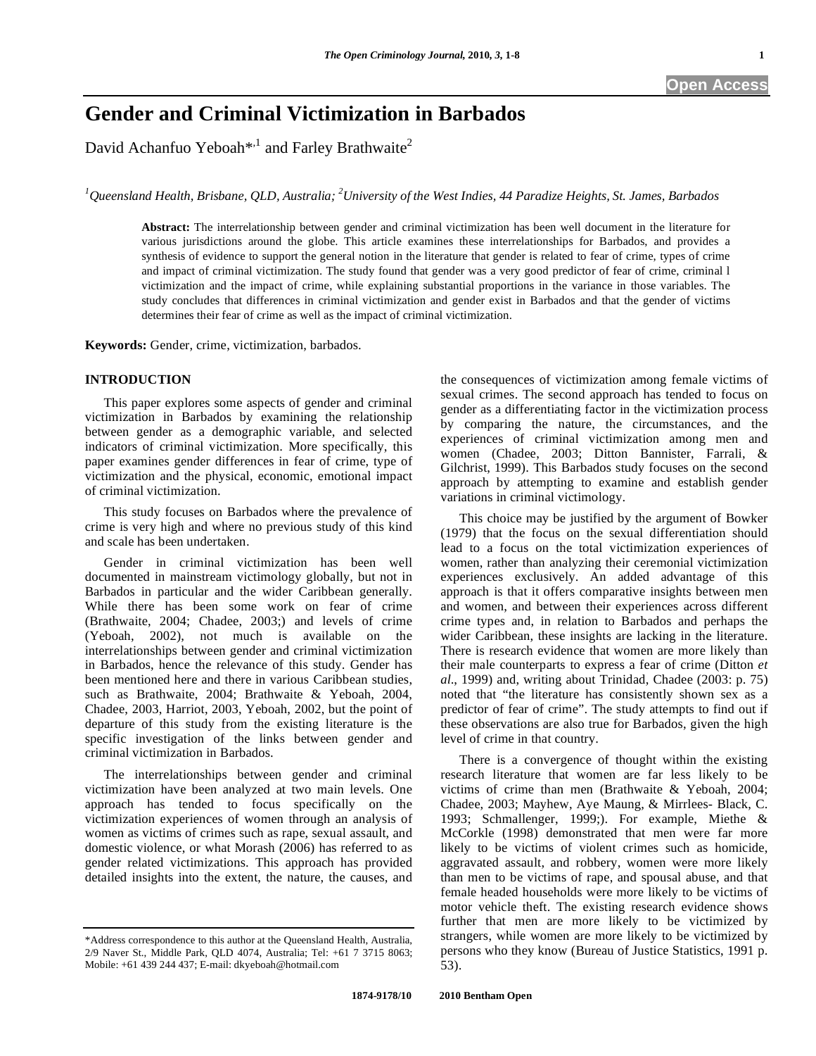# Gender and Criminal Victimization in Barbados

David Achanfuo Yeboah*[,1] and Farley Brathwaite[2]

[1]*Queensland Health, Brisbane, QLD, Australia;* [2]*University of the West Indies, 44 Paradize Heights, St. James, Barbados*

**Abstract:** The interrelationship between gender and criminal victimization has been well document in the literature for various jurisdictions around the globe. This article examines these interrelationships for Barbados, and provides a synthesis of evidence to support the general notion in the literature that gender is related to fear of crime, types of crime and impact of criminal victimization. The study found that gender was a very good predictor of fear of crime, criminal l victimization and the impact of crime, while explaining substantial proportions in the variance in those variables. The study concludes that differences in criminal victimization and gender exist in Barbados and that the gender of victims determines their fear of crime as well as the impact of criminal victimization.

**Keywords:** Gender, crime, victimization, barbados.

## INTRODUCTION

This paper explores some aspects of gender and criminal victimization in Barbados by examining the relationship between gender as a demographic variable, and selected indicators of criminal victimization. More specifically, this paper examines gender differences in fear of crime, type of victimization and the physical, economic, emotional impact of criminal victimization.

This study focuses on Barbados where the prevalence of crime is very high and where no previous study of this kind and scale has been undertaken.

Gender in criminal victimization has been well documented in mainstream victimology globally, but not in Barbados in particular and the wider Caribbean generally. While there has been some work on fear of crime (Brathwaite, 2004; Chadee, 2003;) and levels of crime (Yeboah, 2002), not much is available on the interrelationships between gender and criminal victimization in Barbados, hence the relevance of this study. Gender has been mentioned here and there in various Caribbean studies, such as Brathwaite, 2004; Brathwaite & Yeboah, 2004, Chadee, 2003, Harriot, 2003, Yeboah, 2002, but the point of departure of this study from the existing literature is the specific investigation of the links between gender and criminal victimization in Barbados.

The interrelationships between gender and criminal victimization have been analyzed at two main levels. One approach has tended to focus specifically on the victimization experiences of women through an analysis of women as victims of crimes such as rape, sexual assault, and domestic violence, or what Morash (2006) has referred to as gender related victimizations. This approach has provided detailed insights into the extent, the nature, the causes, and the consequences of victimization among female victims of sexual crimes. The second approach has tended to focus on gender as a differentiating factor in the victimization process by comparing the nature, the circumstances, and the experiences of criminal victimization among men and women (Chadee, 2003; Ditton Bannister, Farrali, & Gilchrist, 1999). This Barbados study focuses on the second approach by attempting to examine and establish gender variations in criminal victimology.

This choice may be justified by the argument of Bowker (1979) that the focus on the sexual differentiation should lead to a focus on the total victimization experiences of women, rather than analyzing their ceremonial victimization experiences exclusively. An added advantage of this approach is that it offers comparative insights between men and women, and between their experiences across different crime types and, in relation to Barbados and perhaps the wider Caribbean, these insights are lacking in the literature. There is research evidence that women are more likely than their male counterparts to express a fear of crime (Ditton *et al*., 1999) and, writing about Trinidad, Chadee (2003: p. 75) noted that "the literature has consistently shown sex as a predictor of fear of crime". The study attempts to find out if these observations are also true for Barbados, given the high level of crime in that country.

There is a convergence of thought within the existing research literature that women are far less likely to be victims of crime than men (Brathwaite & Yeboah, 2004; Chadee, 2003; Mayhew, Aye Maung, & Mirrlees- Black, C. 1993; Schmallenger, 1999;). For example, Miethe & McCorkle (1998) demonstrated that men were far more likely to be victims of violent crimes such as homicide, aggravated assault, and robbery, women were more likely than men to be victims of rape, and spousal abuse, and that female headed households were more likely to be victims of motor vehicle theft. The existing research evidence shows further that men are more likely to be victimized by strangers, while women are more likely to be victimized by persons who they know (Bureau of Justice Statistics, 1991 p. 53).

---

*Address correspondence to this author at the Queensland Health, Australia, 2/9 Naver St., Middle Park, QLD 4074, Australia; Tel: +61 7 3715 8063; Mobile: +61 439 244 437; E-mail: dkyeboah@hotmail.com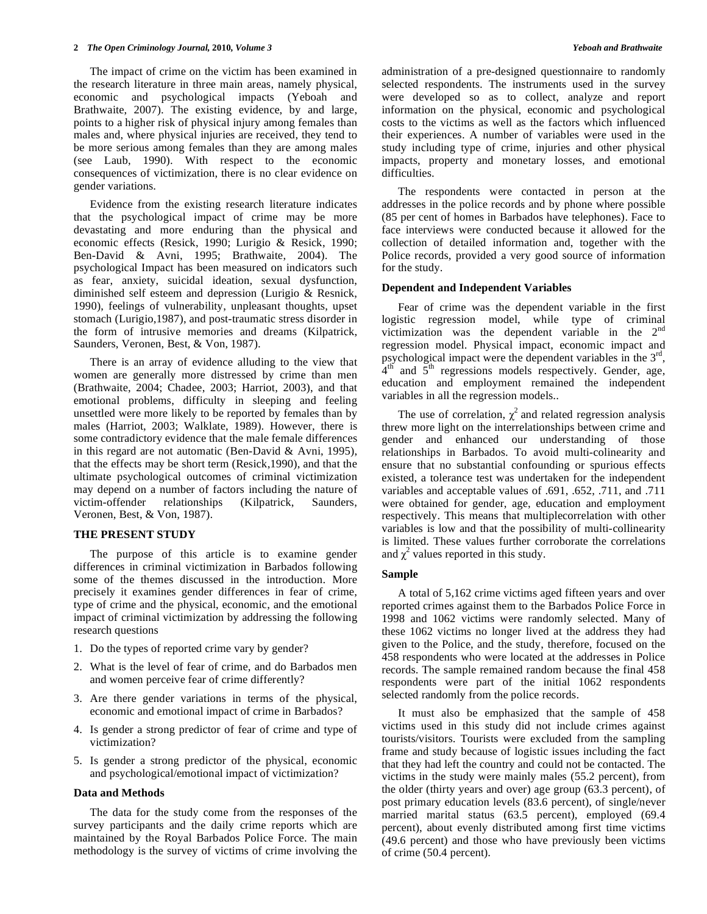The impact of crime on the victim has been examined in the research literature in three main areas, namely physical, economic and psychological impacts (Yeboah and Brathwaite, 2007). The existing evidence, by and large, points to a higher risk of physical injury among females than males and, where physical injuries are received, they tend to be more serious among females than they are among males (see Laub, 1990). With respect to the economic consequences of victimization, there is no clear evidence on gender variations.

Evidence from the existing research literature indicates that the psychological impact of crime may be more devastating and more enduring than the physical and economic effects (Resick, 1990; Lurigio & Resick, 1990; Ben-David & Avni, 1995; Brathwaite, 2004). The psychological Impact has been measured on indicators such as fear, anxiety, suicidal ideation, sexual dysfunction, diminished self esteem and depression (Lurigio & Resnick, 1990), feelings of vulnerability, unpleasant thoughts, upset stomach (Lurigio,1987), and post-traumatic stress disorder in the form of intrusive memories and dreams (Kilpatrick, Saunders, Veronen, Best, & Von, 1987).

There is an array of evidence alluding to the view that women are generally more distressed by crime than men (Brathwaite, 2004; Chadee, 2003; Harriot, 2003), and that emotional problems, difficulty in sleeping and feeling unsettled were more likely to be reported by females than by males (Harriot, 2003; Walklate, 1989). However, there is some contradictory evidence that the male female differences in this regard are not automatic (Ben-David & Avni, 1995), that the effects may be short term (Resick,1990), and that the ultimate psychological outcomes of criminal victimization may depend on a number of factors including the nature of victim-offender relationships (Kilpatrick, Saunders, Veronen, Best, & Von, 1987).

## THE PRESENT STUDY

The purpose of this article is to examine gender differences in criminal victimization in Barbados following some of the themes discussed in the introduction. More precisely it examines gender differences in fear of crime, type of crime and the physical, economic, and the emotional impact of criminal victimization by addressing the following research questions

1. Do the types of reported crime vary by gender?
2. What is the level of fear of crime, and do Barbados men and women perceive fear of crime differently?
3. Are there gender variations in terms of the physical, economic and emotional impact of crime in Barbados?
4. Is gender a strong predictor of fear of crime and type of victimization?
5. Is gender a strong predictor of the physical, economic and psychological/emotional impact of victimization?

### Data and Methods

The data for the study come from the responses of the survey participants and the daily crime reports which are maintained by the Royal Barbados Police Force. The main methodology is the survey of victims of crime involving the administration of a pre-designed questionnaire to randomly selected respondents. The instruments used in the survey were developed so as to collect, analyze and report information on the physical, economic and psychological costs to the victims as well as the factors which influenced their experiences. A number of variables were used in the study including type of crime, injuries and other physical impacts, property and monetary losses, and emotional difficulties.

The respondents were contacted in person at the addresses in the police records and by phone where possible (85 per cent of homes in Barbados have telephones). Face to face interviews were conducted because it allowed for the collection of detailed information and, together with the Police records, provided a very good source of information for the study.

### Dependent and Independent Variables

Fear of crime was the dependent variable in the first logistic regression model, while type of criminal victimization was the dependent variable in the 2nd regression model. Physical impact, economic impact and psychological impact were the dependent variables in the 3rd, 4th and 5th regressions models respectively. Gender, age, education and employment remained the independent variables in all the regression models..

The use of correlation, $\chi^2$ and related regression analysis threw more light on the interrelationships between crime and gender and enhanced our understanding of those relationships in Barbados. To avoid multi-colinearity and ensure that no substantial confounding or spurious effects existed, a tolerance test was undertaken for the independent variables and acceptable values of .691, .652, .711, and .711 were obtained for gender, age, education and employment respectively. This means that multiplecorrelation with other variables is low and that the possibility of multi-collinearity is limited. These values further corroborate the correlations and $\chi^2$ values reported in this study.

### Sample

A total of 5,162 crime victims aged fifteen years and over reported crimes against them to the Barbados Police Force in 1998 and 1062 victims were randomly selected. Many of these 1062 victims no longer lived at the address they had given to the Police, and the study, therefore, focused on the 458 respondents who were located at the addresses in Police records. The sample remained random because the final 458 respondents were part of the initial 1062 respondents selected randomly from the police records.

It must also be emphasized that the sample of 458 victims used in this study did not include crimes against tourists/visitors. Tourists were excluded from the sampling frame and study because of logistic issues including the fact that they had left the country and could not be contacted. The victims in the study were mainly males (55.2 percent), from the older (thirty years and over) age group (63.3 percent), of post primary education levels (83.6 percent), of single/never married marital status (63.5 percent), employed (69.4 percent), about evenly distributed among first time victims (49.6 percent) and those who have previously been victims of crime (50.4 percent).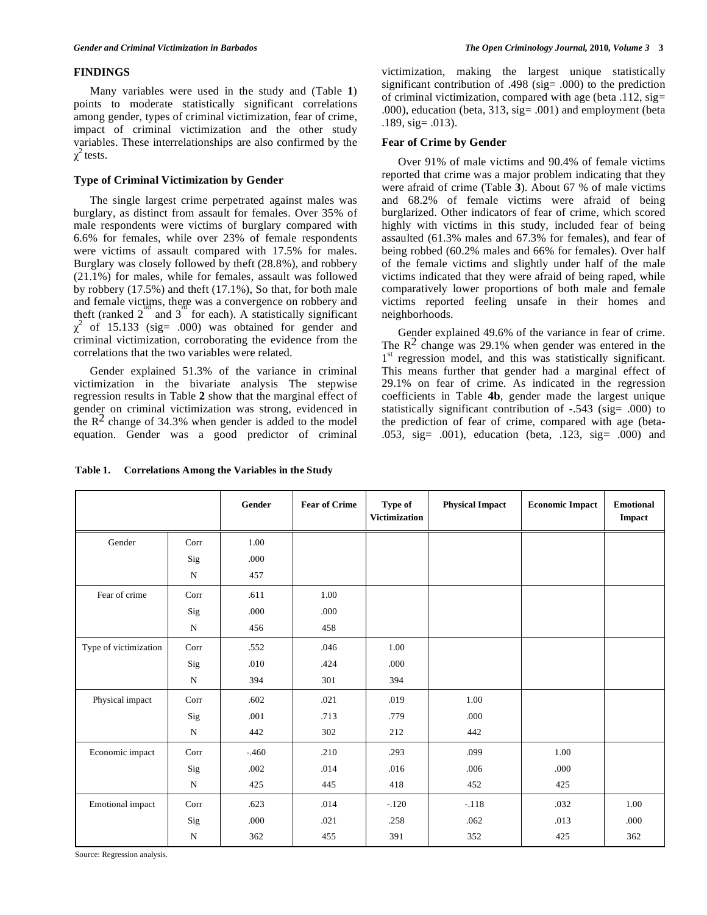## FINDINGS

Many variables were used in the study and (Table **1**) points to moderate statistically significant correlations among gender, types of criminal victimization, fear of crime, impact of criminal victimization and the other study variables. These interrelationships are also confirmed by the $\chi^2$ tests.

### Type of Criminal Victimization by Gender

The single largest crime perpetrated against males was burglary, as distinct from assault for females. Over 35% of male respondents were victims of burglary compared with 6.6% for females, while over 23% of female respondents were victims of assault compared with 17.5% for males. Burglary was closely followed by theft (28.8%), and robbery (21.1%) for males, while for females, assault was followed by robbery (17.5%) and theft (17.1%), So that, for both male and female victims, there was a convergence on robbery and theft (ranked 2nd and 3rd for each). A statistically significant $\chi^2$ of 15.133 (sig= .000) was obtained for gender and criminal victimization, corroborating the evidence from the correlations that the two variables were related.

Gender explained 51.3% of the variance in criminal victimization in the bivariate analysis The stepwise regression results in Table **2** show that the marginal effect of gender on criminal victimization was strong, evidenced in the $R^2$ change of 34.3% when gender is added to the model equation. Gender was a good predictor of criminal victimization, making the largest unique statistically significant contribution of .498 (sig= .000) to the prediction of criminal victimization, compared with age (beta .112, sig= .000), education (beta, 313, sig= .001) and employment (beta .189, sig= .013).

### Fear of Crime by Gender

Over 91% of male victims and 90.4% of female victims reported that crime was a major problem indicating that they were afraid of crime (Table **3**). About 67 % of male victims and 68.2% of female victims were afraid of being burglarized. Other indicators of fear of crime, which scored highly with victims in this study, included fear of being assaulted (61.3% males and 67.3% for females), and fear of being robbed (60.2% males and 66% for females). Over half of the female victims and slightly under half of the male victims indicated that they were afraid of being raped, while comparatively lower proportions of both male and female victims reported feeling unsafe in their homes and neighborhoods.

Gender explained 49.6% of the variance in fear of crime. The $R^2$ change was 29.1% when gender was entered in the 1st regression model, and this was statistically significant. This means further that gender had a marginal effect of 29.1% on fear of crime. As indicated in the regression coefficients in Table **4b**, gender made the largest unique statistically significant contribution of -.543 (sig= .000) to the prediction of fear of crime, compared with age (beta-.053, sig= .001), education (beta, .123, sig= .000) and

**Table 1. Correlations Among the Variables in the Study**

| | | Gender | Fear of Crime | Type of Victimization | Physical Impact | Economic Impact | Emotional Impact |
|---|---|---|---|---|---|---|---|
| Gender | Corr | 1.00 | | | | | |
| | Sig | .000 | | | | | |
| | N | 457 | | | | | |
| Fear of crime | Corr | .611 | 1.00 | | | | |
| | Sig | .000 | .000 | | | | |
| | N | 456 | 458 | | | | |
| Type of victimization | Corr | .552 | .046 | 1.00 | | | |
| | Sig | .010 | .424 | .000 | | | |
| | N | 394 | 301 | 394 | | | |
| Physical impact | Corr | .602 | .021 | .019 | 1.00 | | |
| | Sig | .001 | .713 | .779 | .000 | | |
| | N | 442 | 302 | 212 | 442 | | |
| Economic impact | Corr | -.460 | .210 | .293 | .099 | 1.00 | |
| | Sig | .002 | .014 | .016 | .006 | .000 | |
| | N | 425 | 445 | 418 | 452 | 425 | |
| Emotional impact | Corr | .623 | .014 | -.120 | -.118 | .032 | 1.00 |
| | Sig | .000 | .021 | .258 | .062 | .013 | .000 |
| | N | 362 | 455 | 391 | 352 | 425 | 362 |

Source: Regression analysis.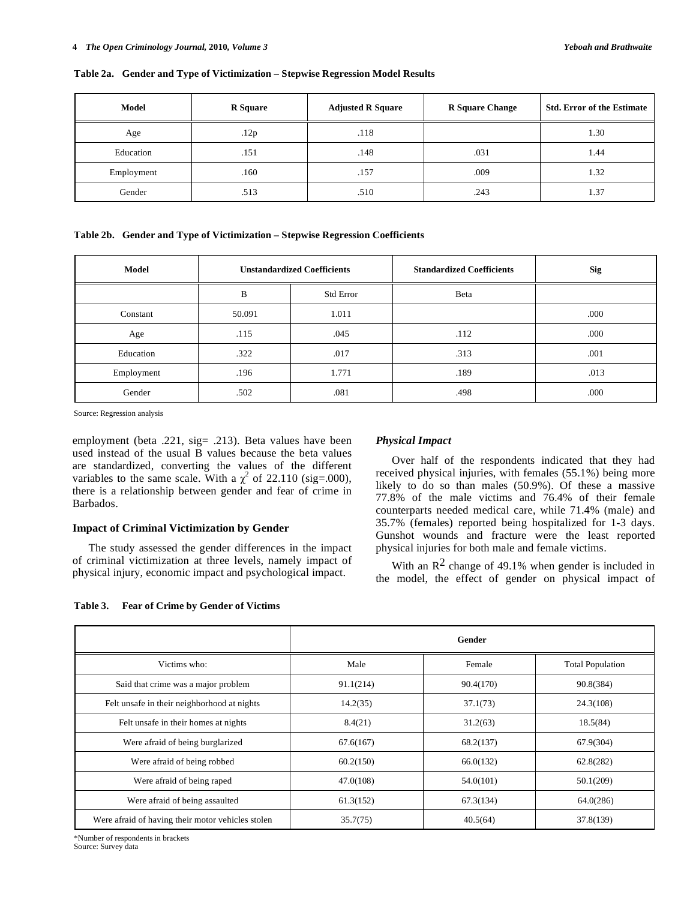**Table 2a. Gender and Type of Victimization – Stepwise Regression Model Results**

| Model | R Square | Adjusted R Square | R Square Change | Std. Error of the Estimate |
|---|---|---|---|---|
| Age | .12p | .118 | | 1.30 |
| Education | .151 | .148 | .031 | 1.44 |
| Employment | .160 | .157 | .009 | 1.32 |
| Gender | .513 | .510 | .243 | 1.37 |

**Table 2b. Gender and Type of Victimization – Stepwise Regression Coefficients**

| Model | Unstandardized Coefficients | | Standardized Coefficients | Sig |
|---|---|---|---|---|
| | B | Std Error | Beta | |
| Constant | 50.091 | 1.011 | | .000 |
| Age | .115 | .045 | .112 | .000 |
| Education | .322 | .017 | .313 | .001 |
| Employment | .196 | 1.771 | .189 | .013 |
| Gender | .502 | .081 | .498 | .000 |

Source: Regression analysis

employment (beta .221, sig= .213). Beta values have been used instead of the usual B values because the beta values are standardized, converting the values of the different variables to the same scale. With a $\chi^2$ of 22.110 (sig=.000), there is a relationship between gender and fear of crime in Barbados.

### Impact of Criminal Victimization by Gender

The study assessed the gender differences in the impact of criminal victimization at three levels, namely impact of physical injury, economic impact and psychological impact.

#### *Physical Impact*

Over half of the respondents indicated that they had received physical injuries, with females (55.1%) being more likely to do so than males (50.9%). Of these a massive 77.8% of the male victims and 76.4% of their female counterparts needed medical care, while 71.4% (male) and 35.7% (females) reported being hospitalized for 1-3 days. Gunshot wounds and fracture were the least reported physical injuries for both male and female victims.

With an $R^2$ change of 49.1% when gender is included in the model, the effect of gender on physical impact of

**Table 3. Fear of Crime by Gender of Victims**

| | Gender | | |
|---|---|---|---|
| Victims who: | Male | Female | Total Population |
| Said that crime was a major problem | 91.1(214) | 90.4(170) | 90.8(384) |
| Felt unsafe in their neighborhood at nights | 14.2(35) | 37.1(73) | 24.3(108) |
| Felt unsafe in their homes at nights | 8.4(21) | 31.2(63) | 18.5(84) |
| Were afraid of being burglarized | 67.6(167) | 68.2(137) | 67.9(304) |
| Were afraid of being robbed | 60.2(150) | 66.0(132) | 62.8(282) |
| Were afraid of being raped | 47.0(108) | 54.0(101) | 50.1(209) |
| Were afraid of being assaulted | 61.3(152) | 67.3(134) | 64.0(286) |
| Were afraid of having their motor vehicles stolen | 35.7(75) | 40.5(64) | 37.8(139) |

*Number of respondents in brackets
Source: Survey data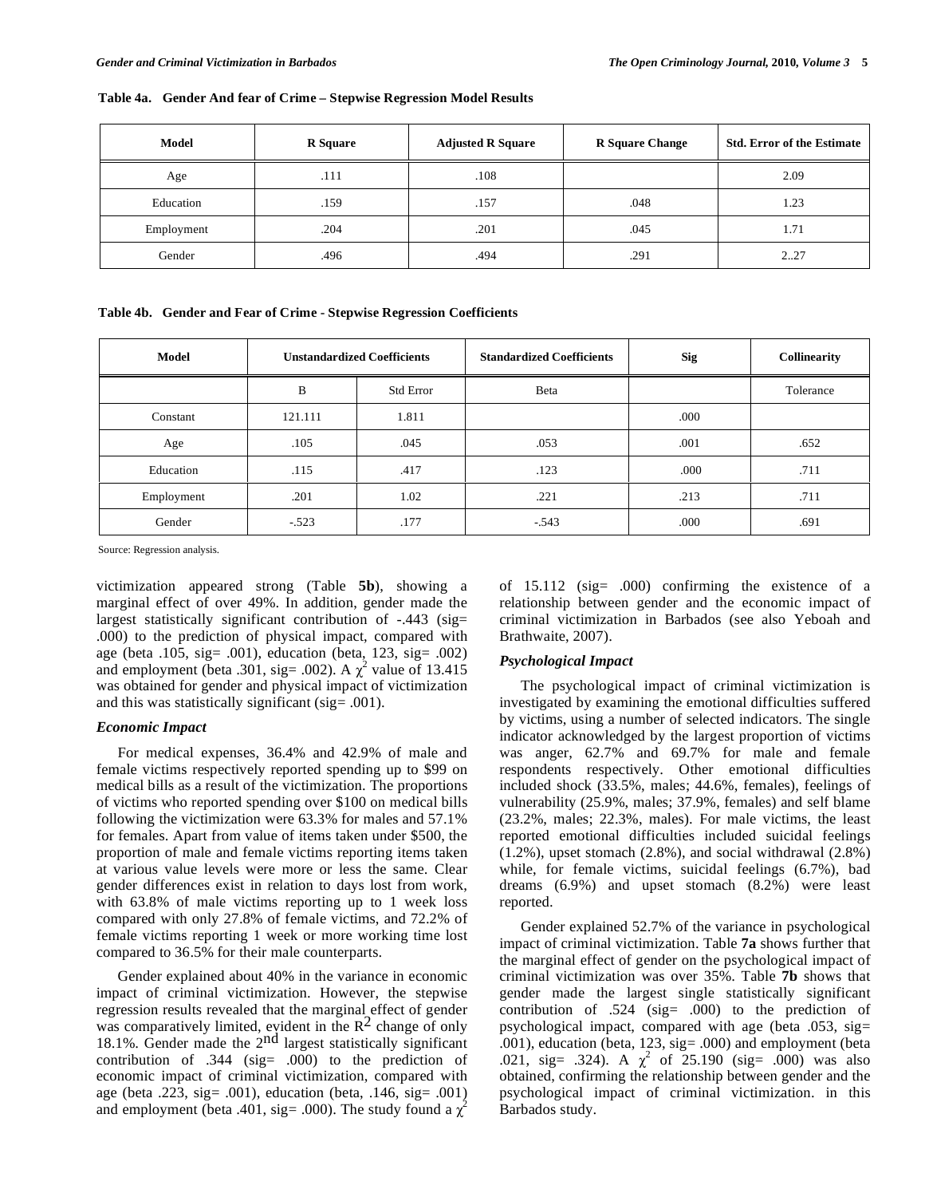**Table 4a. Gender And fear of Crime – Stepwise Regression Model Results**

| Model | R Square | Adjusted R Square | R Square Change | Std. Error of the Estimate |
|---|---|---|---|---|
| Age | .111 | .108 | | 2.09 |
| Education | .159 | .157 | .048 | 1.23 |
| Employment | .204 | .201 | .045 | 1.71 |
| Gender | .496 | .494 | .291 | 2..27 |

**Table 4b. Gender and Fear of Crime - Stepwise Regression Coefficients**

| Model | Unstandardized Coefficients | | Standardized Coefficients | Sig | Collinearity |
|---|---|---|---|---|---|
| | B | Std Error | Beta | | Tolerance |
| Constant | 121.111 | 1.811 | | .000 | |
| Age | .105 | .045 | .053 | .001 | .652 |
| Education | .115 | .417 | .123 | .000 | .711 |
| Employment | .201 | 1.02 | .221 | .213 | .711 |
| Gender | -.523 | .177 | -.543 | .000 | .691 |

Source: Regression analysis.

victimization appeared strong (Table **5b**), showing a marginal effect of over 49%. In addition, gender made the largest statistically significant contribution of -.443 (sig= .000) to the prediction of physical impact, compared with age (beta .105, sig= .001), education (beta, 123, sig= .002) and employment (beta .301, sig= .002). A $\chi^2$ value of 13.415 was obtained for gender and physical impact of victimization and this was statistically significant (sig= .001).

### *Economic Impact*

For medical expenses, 36.4% and 42.9% of male and female victims respectively reported spending up to $99 on medical bills as a result of the victimization. The proportions of victims who reported spending over $100 on medical bills following the victimization were 63.3% for males and 57.1% for females. Apart from value of items taken under $500, the proportion of male and female victims reporting items taken at various value levels were more or less the same. Clear gender differences exist in relation to days lost from work, with 63.8% of male victims reporting up to 1 week loss compared with only 27.8% of female victims, and 72.2% of female victims reporting 1 week or more working time lost compared to 36.5% for their male counterparts.

Gender explained about 40% in the variance in economic impact of criminal victimization. However, the stepwise regression results revealed that the marginal effect of gender was comparatively limited, evident in the $R^2$ change of only 18.1%. Gender made the 2nd largest statistically significant contribution of .344 (sig= .000) to the prediction of economic impact of criminal victimization, compared with age (beta .223, sig= .001), education (beta, .146, sig= .001) and employment (beta .401, sig= .000). The study found a $\chi^2$ of 15.112 (sig= .000) confirming the existence of a relationship between gender and the economic impact of criminal victimization in Barbados (see also Yeboah and Brathwaite, 2007).

### *Psychological Impact*

The psychological impact of criminal victimization is investigated by examining the emotional difficulties suffered by victims, using a number of selected indicators. The single indicator acknowledged by the largest proportion of victims was anger, 62.7% and 69.7% for male and female respondents respectively. Other emotional difficulties included shock (33.5%, males; 44.6%, females), feelings of vulnerability (25.9%, males; 37.9%, females) and self blame (23.2%, males; 22.3%, males). For male victims, the least reported emotional difficulties included suicidal feelings (1.2%), upset stomach (2.8%), and social withdrawal (2.8%) while, for female victims, suicidal feelings (6.7%), bad dreams (6.9%) and upset stomach (8.2%) were least reported.

Gender explained 52.7% of the variance in psychological impact of criminal victimization. Table **7a** shows further that the marginal effect of gender on the psychological impact of criminal victimization was over 35%. Table **7b** shows that gender made the largest single statistically significant contribution of .524 (sig= .000) to the prediction of psychological impact, compared with age (beta .053, sig= .001), education (beta, 123, sig= .000) and employment (beta .021, sig= .324). A $\chi^2$ of 25.190 (sig= .000) was also obtained, confirming the relationship between gender and the psychological impact of criminal victimization. in this Barbados study.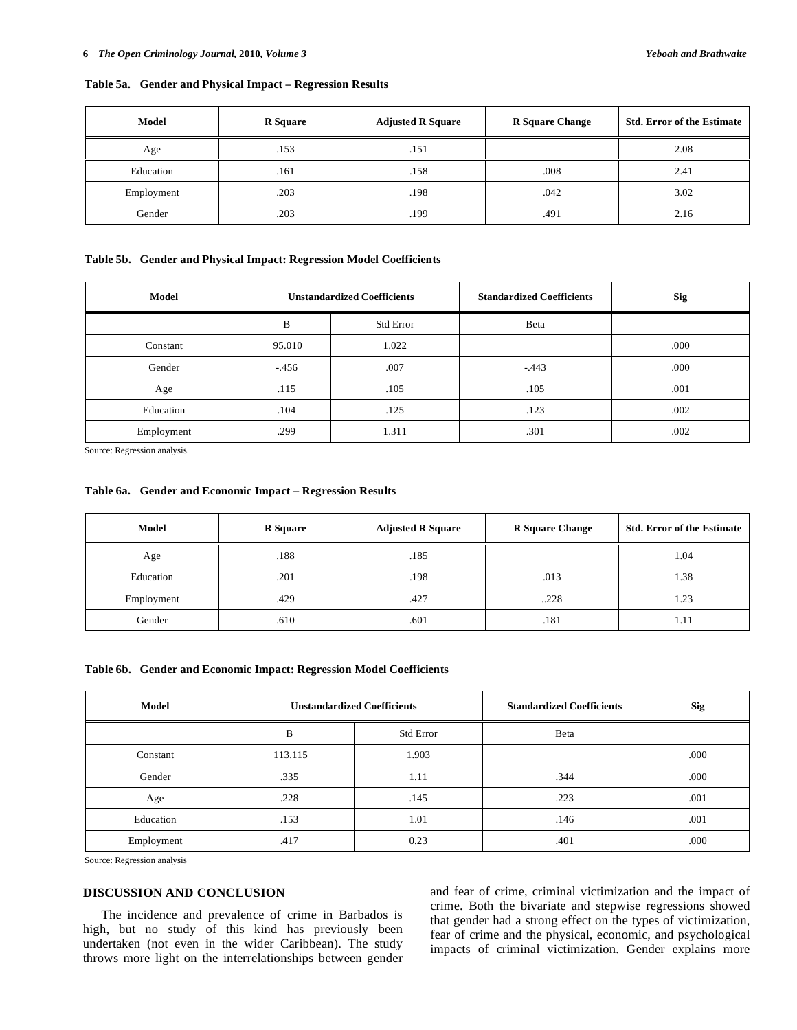**Table 5a. Gender and Physical Impact – Regression Results**

| Model | R Square | Adjusted R Square | R Square Change | Std. Error of the Estimate |
|---|---|---|---|---|
| Age | .153 | .151 | | 2.08 |
| Education | .161 | .158 | .008 | 2.41 |
| Employment | .203 | .198 | .042 | 3.02 |
| Gender | .203 | .199 | .491 | 2.16 |

**Table 5b. Gender and Physical Impact: Regression Model Coefficients**

| Model | Unstandardized Coefficients | | Standardized Coefficients | Sig |
|---|---|---|---|---|
| | B | Std Error | Beta | |
| Constant | 95.010 | 1.022 | | .000 |
| Gender | -.456 | .007 | -.443 | .000 |
| Age | .115 | .105 | .105 | .001 |
| Education | .104 | .125 | .123 | .002 |
| Employment | .299 | 1.311 | .301 | .002 |

Source: Regression analysis.

**Table 6a. Gender and Economic Impact – Regression Results**

| Model | R Square | Adjusted R Square | R Square Change | Std. Error of the Estimate |
|---|---|---|---|---|
| Age | .188 | .185 | | 1.04 |
| Education | .201 | .198 | .013 | 1.38 |
| Employment | .429 | .427 | ..228 | 1.23 |
| Gender | .610 | .601 | .181 | 1.11 |

**Table 6b. Gender and Economic Impact: Regression Model Coefficients**

| Model | Unstandardized Coefficients | | Standardized Coefficients | Sig |
|---|---|---|---|---|
| | B | Std Error | Beta | |
| Constant | 113.115 | 1.903 | | .000 |
| Gender | .335 | 1.11 | .344 | .000 |
| Age | .228 | .145 | .223 | .001 |
| Education | .153 | 1.01 | .146 | .001 |
| Employment | .417 | 0.23 | .401 | .000 |

Source: Regression analysis

## DISCUSSION AND CONCLUSION

The incidence and prevalence of crime in Barbados is high, but no study of this kind has previously been undertaken (not even in the wider Caribbean). The study throws more light on the interrelationships between gender and fear of crime, criminal victimization and the impact of crime. Both the bivariate and stepwise regressions showed that gender had a strong effect on the types of victimization, fear of crime and the physical, economic, and psychological impacts of criminal victimization. Gender explains more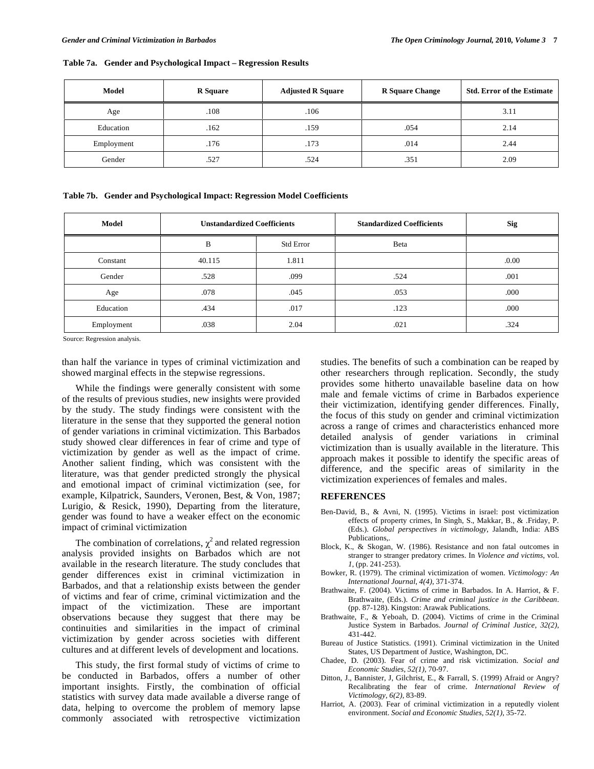**Table 7a. Gender and Psychological Impact – Regression Results**

| Model | R Square | Adjusted R Square | R Square Change | Std. Error of the Estimate |
|---|---|---|---|---|
| Age | .108 | .106 | | 3.11 |
| Education | .162 | .159 | .054 | 2.14 |
| Employment | .176 | .173 | .014 | 2.44 |
| Gender | .527 | .524 | .351 | 2.09 |

**Table 7b. Gender and Psychological Impact: Regression Model Coefficients**

| Model | Unstandardized Coefficients | | Standardized Coefficients | Sig |
|---|---|---|---|---|
| | B | Std Error | Beta | |
| Constant | 40.115 | 1.811 | | .0.00 |
| Gender | .528 | .099 | .524 | .001 |
| Age | .078 | .045 | .053 | .000 |
| Education | .434 | .017 | .123 | .000 |
| Employment | .038 | 2.04 | .021 | .324 |

Source: Regression analysis.

than half the variance in types of criminal victimization and showed marginal effects in the stepwise regressions.

While the findings were generally consistent with some of the results of previous studies, new insights were provided by the study. The study findings were consistent with the literature in the sense that they supported the general notion of gender variations in criminal victimization. This Barbados study showed clear differences in fear of crime and type of victimization by gender as well as the impact of crime. Another salient finding, which was consistent with the literature, was that gender predicted strongly the physical and emotional impact of criminal victimization (see, for example, Kilpatrick, Saunders, Veronen, Best, & Von, 1987; Lurigio, & Resick, 1990), Departing from the literature, gender was found to have a weaker effect on the economic impact of criminal victimization

The combination of correlations, $\chi^2$ and related regression analysis provided insights on Barbados which are not available in the research literature. The study concludes that gender differences exist in criminal victimization in Barbados, and that a relationship exists between the gender of victims and fear of crime, criminal victimization and the impact of the victimization. These are important observations because they suggest that there may be continuities and similarities in the impact of criminal victimization by gender across societies with different cultures and at different levels of development and locations.

This study, the first formal study of victims of crime to be conducted in Barbados, offers a number of other important insights. Firstly, the combination of official statistics with survey data made available a diverse range of data, helping to overcome the problem of memory lapse commonly associated with retrospective victimization studies. The benefits of such a combination can be reaped by other researchers through replication. Secondly, the study provides some hitherto unavailable baseline data on how male and female victims of crime in Barbados experience their victimization, identifying gender differences. Finally, the focus of this study on gender and criminal victimization across a range of crimes and characteristics enhanced more detailed analysis of gender variations in criminal victimization than is usually available in the literature. This approach makes it possible to identify the specific areas of difference, and the specific areas of similarity in the victimization experiences of females and males.

## REFERENCES

Ben-David, B., & Avni, N. (1995). Victims in israel: post victimization effects of property crimes, In Singh, S., Makkar, B., & .Friday, P. (Eds.). *Global perspectives in victimology*, Jalandh, India: ABS Publications,.

Block, K., & Skogan, W. (1986). Resistance and non fatal outcomes in stranger to stranger predatory crimes. In *Violence and victims*, vol. *1*, (pp. 241-253).

Bowker, R. (1979). The criminal victimization of women. *Victimology: An International Journal, 4(4),* 371-374.

Brathwaite, F. (2004). Victims of crime in Barbados. In A. Harriot, & F. Brathwaite, (Eds.). *Crime and criminal justice in the Caribbean*. (pp. 87-128). Kingston: Arawak Publications.

Brathwaite, F., & Yeboah, D. (2004). Victims of crime in the Criminal Justice System in Barbados. *Journal of Criminal Justice, 32(2),* 431-442.

Bureau of Justice Statistics. (1991). Criminal victimization in the United States, US Department of Justice, Washington, DC.

Chadee, D. (2003). Fear of crime and risk victimization. *Social and Economic Studies, 52(1),* 70-97.

Ditton, J., Bannister, J, Gilchrist, E., & Farrall, S. (1999) Afraid or Angry? Recalibrating the fear of crime. *International Review of Victimology, 6(2),* 83-89.

Harriot, A. (2003). Fear of criminal victimization in a reputedly violent environment. *Social and Economic Studies, 52(1),* 35-72.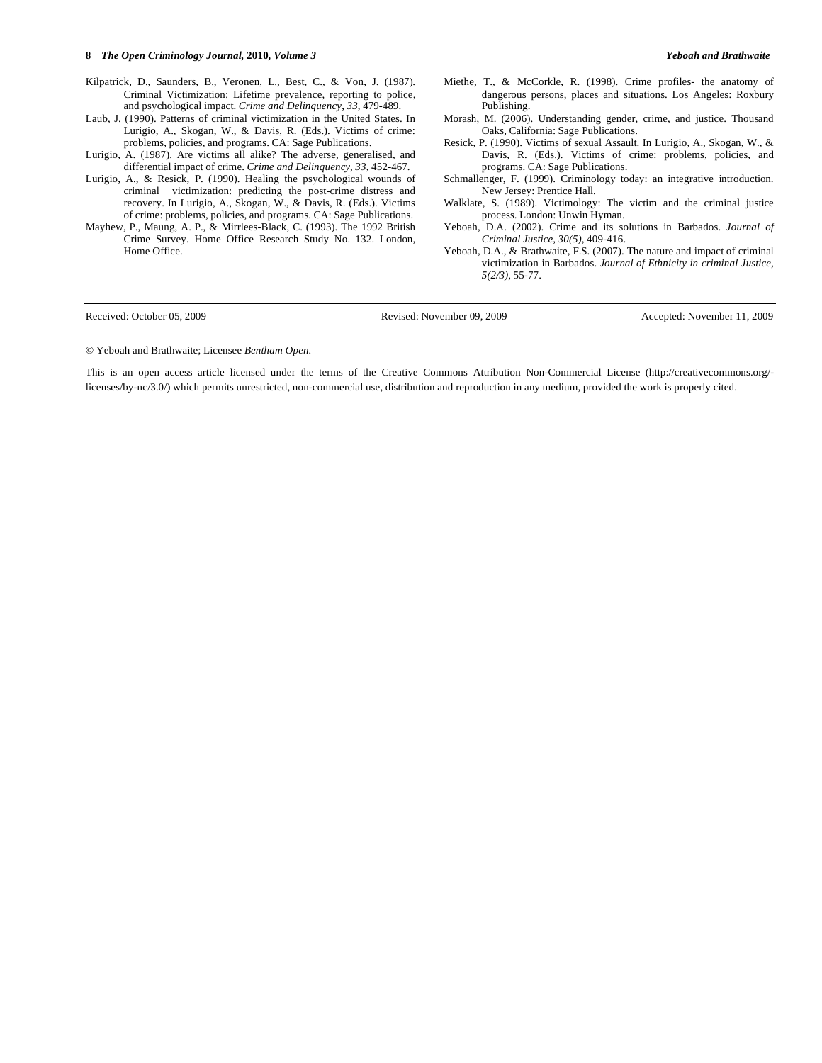Kilpatrick, D., Saunders, B., Veronen, L., Best, C., & Von, J. (1987). Criminal Victimization: Lifetime prevalence, reporting to police, and psychological impact. *Crime and Delinquency*, *33*, 479-489.

Laub, J. (1990). Patterns of criminal victimization in the United States. In Lurigio, A., Skogan, W., & Davis, R. (Eds.). Victims of crime: problems, policies, and programs. CA: Sage Publications.

Lurigio, A. (1987). Are victims all alike? The adverse, generalised, and differential impact of crime. *Crime and Delinquency*, *33*, 452-467.

Lurigio, A., & Resick, P. (1990). Healing the psychological wounds of criminal victimization: predicting the post-crime distress and recovery. In Lurigio, A., Skogan, W., & Davis, R. (Eds.). Victims of crime: problems, policies, and programs. CA: Sage Publications.

Mayhew, P., Maung, A. P., & Mirrlees-Black, C. (1993). The 1992 British Crime Survey. Home Office Research Study No. 132. London, Home Office.

Miethe, T., & McCorkle, R. (1998). Crime profiles- the anatomy of dangerous persons, places and situations. Los Angeles: Roxbury Publishing.

Morash, M. (2006). Understanding gender, crime, and justice. Thousand Oaks, California: Sage Publications.

Resick, P. (1990). Victims of sexual Assault. In Lurigio, A., Skogan, W., & Davis, R. (Eds.). Victims of crime: problems, policies, and programs. CA: Sage Publications.

Schmallenger, F. (1999). Criminology today: an integrative introduction. New Jersey: Prentice Hall.

Walklate, S. (1989). Victimology: The victim and the criminal justice process. London: Unwin Hyman.

Yeboah, D.A. (2002). Crime and its solutions in Barbados. *Journal of Criminal Justice*, *30(5)*, 409-416.

Yeboah, D.A., & Brathwaite, F.S. (2007). The nature and impact of criminal victimization in Barbados. *Journal of Ethnicity in criminal Justice*, *5(2/3)*, 55-77.

---

Received: October 05, 2009 Revised: November 09, 2009 Accepted: November 11, 2009

© Yeboah and Brathwaite; Licensee *Bentham Open*.

This is an open access article licensed under the terms of the Creative Commons Attribution Non-Commercial License (http://creativecommons.org/-licenses/by-nc/3.0/) which permits unrestricted, non-commercial use, distribution and reproduction in any medium, provided the work is properly cited.